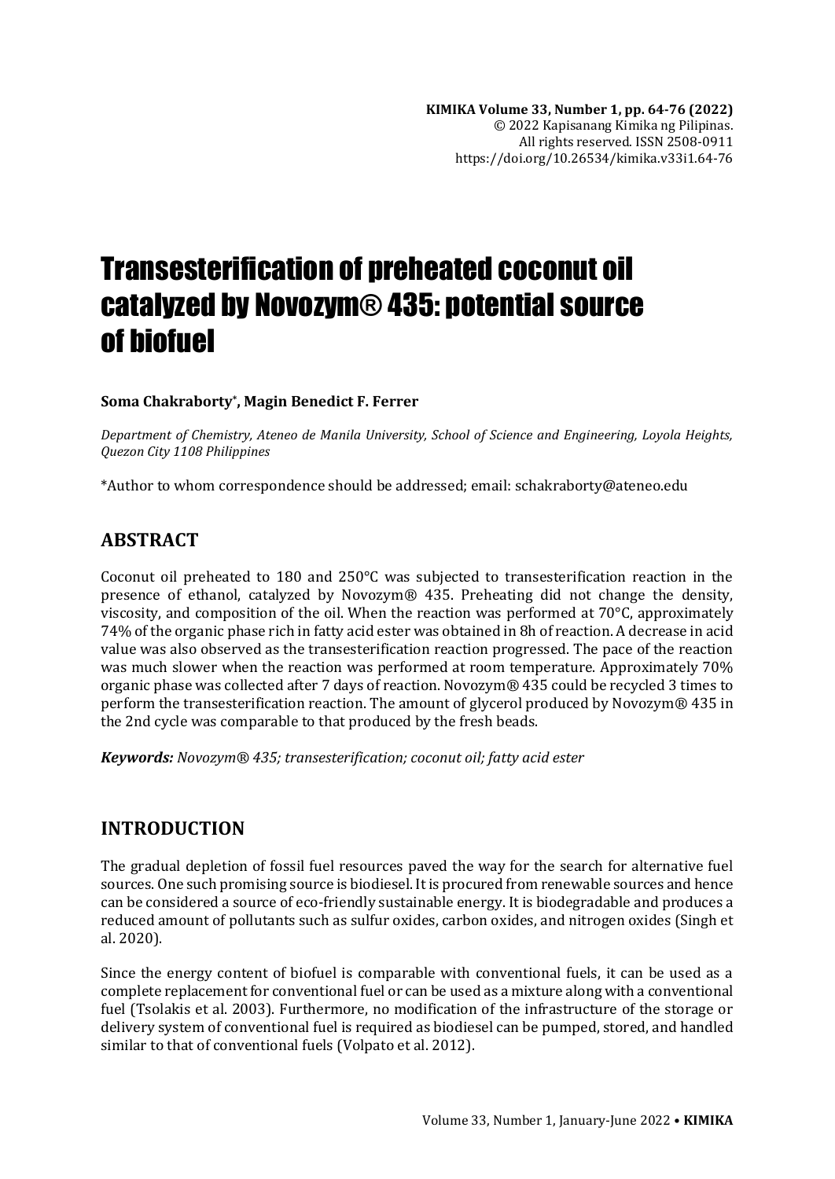# Transesterification of preheated coconut oil catalyzed by Novozym® 435: potential source of biofuel

**Soma Chakraborty*, Magin Benedict F. Ferrer**

*Department of Chemistry, Ateneo de Manila University, School of Science and Engineering, Loyola Heights, Quezon City 1108 Philippines*

*Author to whom correspondence should be addressed; email: schakraborty@ateneo.edu

## ABSTRACT

Coconut oil preheated to 180 and 250°C was subjected to transesterification reaction in the presence of ethanol, catalyzed by Novozym® 435. Preheating did not change the density, viscosity, and composition of the oil. When the reaction was performed at 70°C, approximately 74% of the organic phase rich in fatty acid ester was obtained in 8h of reaction. A decrease in acid value was also observed as the transesterification reaction progressed. The pace of the reaction was much slower when the reaction was performed at room temperature. Approximately 70% organic phase was collected after 7 days of reaction. Novozym® 435 could be recycled 3 times to perform the transesterification reaction. The amount of glycerol produced by Novozym® 435 in the 2nd cycle was comparable to that produced by the fresh beads.

***Keywords:*** *Novozym® 435; transesterification; coconut oil; fatty acid ester*

## INTRODUCTION

The gradual depletion of fossil fuel resources paved the way for the search for alternative fuel sources. One such promising source is biodiesel. It is procured from renewable sources and hence can be considered a source of eco-friendly sustainable energy. It is biodegradable and produces a reduced amount of pollutants such as sulfur oxides, carbon oxides, and nitrogen oxides (Singh et al. 2020).

Since the energy content of biofuel is comparable with conventional fuels, it can be used as a complete replacement for conventional fuel or can be used as a mixture along with a conventional fuel (Tsolakis et al. 2003). Furthermore, no modification of the infrastructure of the storage or delivery system of conventional fuel is required as biodiesel can be pumped, stored, and handled similar to that of conventional fuels (Volpato et al. 2012).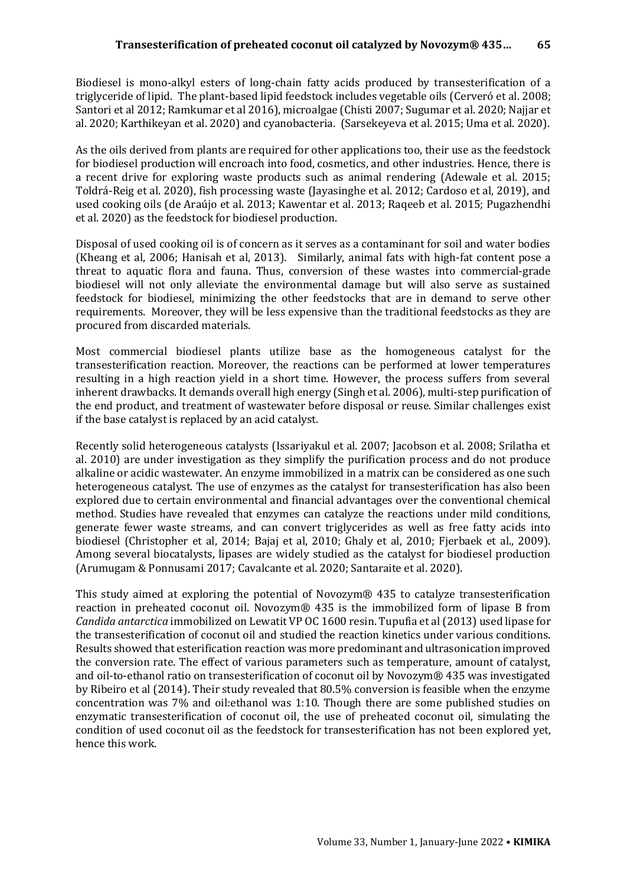Biodiesel is mono-alkyl esters of long-chain fatty acids produced by transesterification of a triglyceride of lipid. The plant-based lipid feedstock includes vegetable oils (Cerveró et al. 2008; Santori et al 2012; Ramkumar et al 2016), microalgae (Chisti 2007; Sugumar et al. 2020; Najjar et al. 2020; Karthikeyan et al. 2020) and cyanobacteria. (Sarsekeyeva et al. 2015; Uma et al. 2020).

As the oils derived from plants are required for other applications too, their use as the feedstock for biodiesel production will encroach into food, cosmetics, and other industries. Hence, there is a recent drive for exploring waste products such as animal rendering (Adewale et al. 2015; Toldrá-Reig et al. 2020), fish processing waste (Jayasinghe et al. 2012; Cardoso et al, 2019), and used cooking oils (de Araújo et al. 2013; Kawentar et al. 2013; Raqeeb et al. 2015; Pugazhendhi et al. 2020) as the feedstock for biodiesel production.

Disposal of used cooking oil is of concern as it serves as a contaminant for soil and water bodies (Kheang et al, 2006; Hanisah et al, 2013). Similarly, animal fats with high-fat content pose a threat to aquatic flora and fauna. Thus, conversion of these wastes into commercial-grade biodiesel will not only alleviate the environmental damage but will also serve as sustained feedstock for biodiesel, minimizing the other feedstocks that are in demand to serve other requirements. Moreover, they will be less expensive than the traditional feedstocks as they are procured from discarded materials.

Most commercial biodiesel plants utilize base as the homogeneous catalyst for the transesterification reaction. Moreover, the reactions can be performed at lower temperatures resulting in a high reaction yield in a short time. However, the process suffers from several inherent drawbacks. It demands overall high energy (Singh et al. 2006), multi-step purification of the end product, and treatment of wastewater before disposal or reuse. Similar challenges exist if the base catalyst is replaced by an acid catalyst.

Recently solid heterogeneous catalysts (Issariyakul et al. 2007; Jacobson et al. 2008; Srilatha et al. 2010) are under investigation as they simplify the purification process and do not produce alkaline or acidic wastewater. An enzyme immobilized in a matrix can be considered as one such heterogeneous catalyst. The use of enzymes as the catalyst for transesterification has also been explored due to certain environmental and financial advantages over the conventional chemical method. Studies have revealed that enzymes can catalyze the reactions under mild conditions, generate fewer waste streams, and can convert triglycerides as well as free fatty acids into biodiesel (Christopher et al, 2014; Bajaj et al, 2010; Ghaly et al, 2010; Fjerbaek et al., 2009). Among several biocatalysts, lipases are widely studied as the catalyst for biodiesel production (Arumugam & Ponnusami 2017; Cavalcante et al. 2020; Santaraite et al. 2020).

This study aimed at exploring the potential of Novozym® 435 to catalyze transesterification reaction in preheated coconut oil. Novozym® 435 is the immobilized form of lipase B from *Candida antarctica* immobilized on Lewatit VP OC 1600 resin. Tupufia et al (2013) used lipase for the transesterification of coconut oil and studied the reaction kinetics under various conditions. Results showed that esterification reaction was more predominant and ultrasonication improved the conversion rate. The effect of various parameters such as temperature, amount of catalyst, and oil-to-ethanol ratio on transesterification of coconut oil by Novozym® 435 was investigated by Ribeiro et al (2014). Their study revealed that 80.5% conversion is feasible when the enzyme concentration was 7% and oil:ethanol was 1:10. Though there are some published studies on enzymatic transesterification of coconut oil, the use of preheated coconut oil, simulating the condition of used coconut oil as the feedstock for transesterification has not been explored yet, hence this work.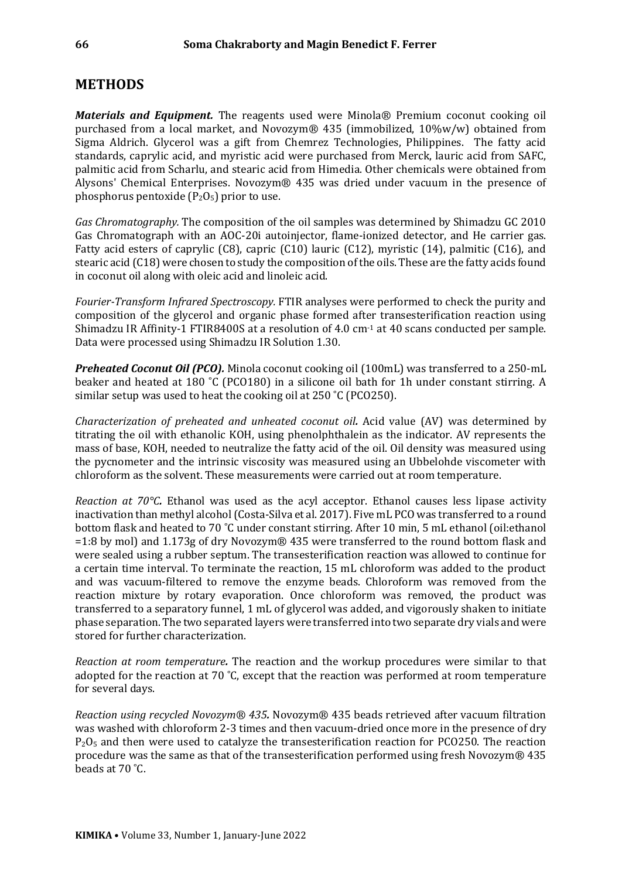## METHODS

***Materials and Equipment.*** The reagents used were Minola® Premium coconut cooking oil purchased from a local market, and Novozym® 435 (immobilized, 10%w/w) obtained from Sigma Aldrich. Glycerol was a gift from Chemrez Technologies, Philippines. The fatty acid standards, caprylic acid, and myristic acid were purchased from Merck, lauric acid from SAFC, palmitic acid from Scharlu, and stearic acid from Himedia. Other chemicals were obtained from Alysons' Chemical Enterprises. Novozym® 435 was dried under vacuum in the presence of phosphorus pentoxide ($P_2O_5$) prior to use.

*Gas Chromatography.* The composition of the oil samples was determined by Shimadzu GC 2010 Gas Chromatograph with an AOC-20i autoinjector, flame-ionized detector, and He carrier gas. Fatty acid esters of caprylic (C8), capric (C10) lauric (C12), myristic (14), palmitic (C16), and stearic acid (C18) were chosen to study the composition of the oils. These are the fatty acids found in coconut oil along with oleic acid and linoleic acid.

*Fourier-Transform Infrared Spectroscopy.* FTIR analyses were performed to check the purity and composition of the glycerol and organic phase formed after transesterification reaction using Shimadzu IR Affinity-1 FTIR8400S at a resolution of 4.0 $cm^{-1}$ at 40 scans conducted per sample. Data were processed using Shimadzu IR Solution 1.30.

***Preheated Coconut Oil (PCO).*** Minola coconut cooking oil (100mL) was transferred to a 250-mL beaker and heated at 180 ˚C (PCO180) in a silicone oil bath for 1h under constant stirring. A similar setup was used to heat the cooking oil at 250 ˚C (PCO250).

*Characterization of preheated and unheated coconut oil.* Acid value (AV) was determined by titrating the oil with ethanolic KOH, using phenolphthalein as the indicator. AV represents the mass of base, KOH, needed to neutralize the fatty acid of the oil. Oil density was measured using the pycnometer and the intrinsic viscosity was measured using an Ubbelohde viscometer with chloroform as the solvent. These measurements were carried out at room temperature.

*Reaction at 70°C.* Ethanol was used as the acyl acceptor. Ethanol causes less lipase activity inactivation than methyl alcohol (Costa-Silva et al. 2017). Five mL PCO was transferred to a round bottom flask and heated to 70 ˚C under constant stirring. After 10 min, 5 mL ethanol (oil:ethanol =1:8 by mol) and 1.173g of dry Novozym® 435 were transferred to the round bottom flask and were sealed using a rubber septum. The transesterification reaction was allowed to continue for a certain time interval. To terminate the reaction, 15 mL chloroform was added to the product and was vacuum-filtered to remove the enzyme beads. Chloroform was removed from the reaction mixture by rotary evaporation. Once chloroform was removed, the product was transferred to a separatory funnel, 1 mL of glycerol was added, and vigorously shaken to initiate phase separation. The two separated layers were transferred into two separate dry vials and were stored for further characterization.

*Reaction at room temperature.* The reaction and the workup procedures were similar to that adopted for the reaction at 70 ˚C, except that the reaction was performed at room temperature for several days.

*Reaction using recycled Novozym® 435.* Novozym® 435 beads retrieved after vacuum filtration was washed with chloroform 2-3 times and then vacuum-dried once more in the presence of dry $P_2O_5$ and then were used to catalyze the transesterification reaction for PCO250. The reaction procedure was the same as that of the transesterification performed using fresh Novozym® 435 beads at 70 ˚C.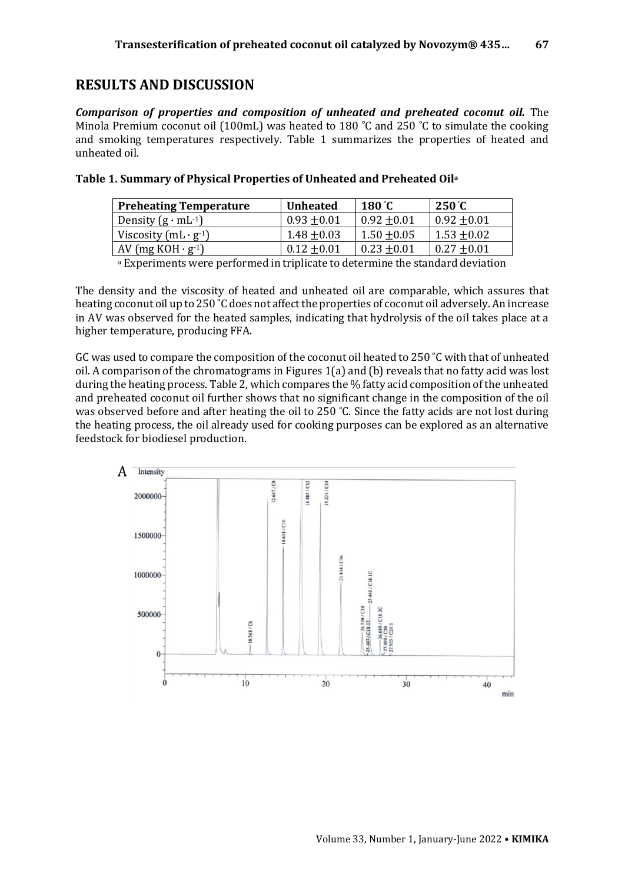## RESULTS AND DISCUSSION

***Comparison of properties and composition of unheated and preheated coconut oil.*** The Minola Premium coconut oil (100mL) was heated to 180 ˚C and 250 ˚C to simulate the cooking and smoking temperatures respectively. Table 1 summarizes the properties of heated and unheated oil.

**Table 1. Summary of Physical Properties of Unheated and Preheated Oil[a]**

| Preheating Temperature | Unheated | 180 ˚C | 250 ˚C |
|---|---|---|---|
| Density ($g \cdot mL^{-1}$) | $0.93 \pm 0.01$ | $0.92 \pm 0.01$ | $0.92 \pm 0.01$ |
| Viscosity ($mL \cdot g^{-1}$) | $1.48 \pm 0.03$ | $1.50 \pm 0.05$ | $1.53 \pm 0.02$ |
| AV (mg $KOH \cdot g^{-1}$) | $0.12 \pm 0.01$ | $0.23 \pm 0.01$ | $0.27 \pm 0.01$ |

[a] Experiments were performed in triplicate to determine the standard deviation

The density and the viscosity of heated and unheated oil are comparable, which assures that heating coconut oil up to 250 ˚C does not affect the properties of coconut oil adversely. An increase in AV was observed for the heated samples, indicating that hydrolysis of the oil takes place at a higher temperature, producing FFA.

GC was used to compare the composition of the coconut oil heated to 250 ˚C with that of unheated oil. A comparison of the chromatograms in Figures 1(a) and (b) reveals that no fatty acid was lost during the heating process. Table 2, which compares the % fatty acid composition of the unheated and preheated coconut oil further shows that no significant change in the composition of the oil was observed before and after heating the oil to 250 ˚C. Since the fatty acids are not lost during the heating process, the oil already used for cooking purposes can be explored as an alternative feedstock for biodiesel production.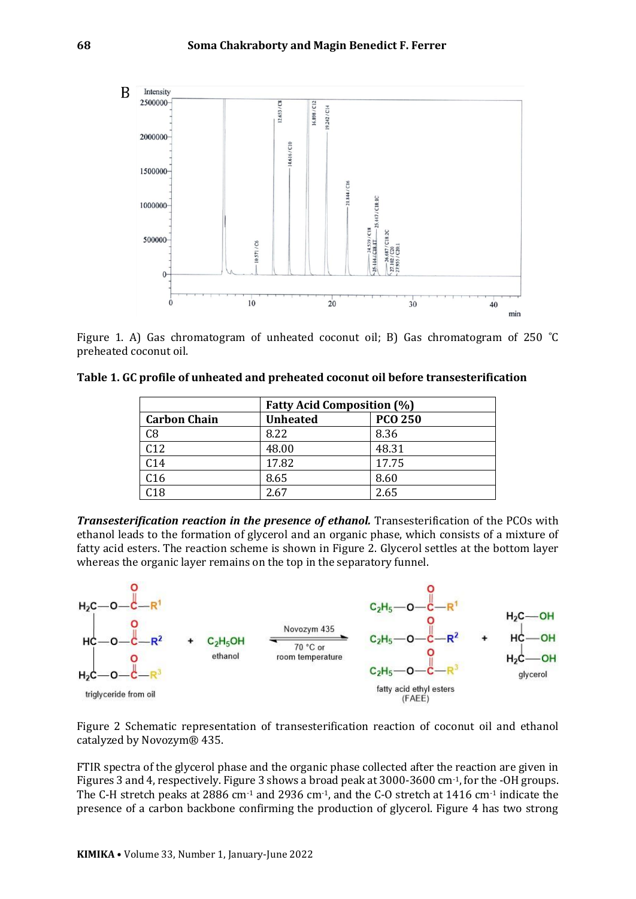Figure 1. A) Gas chromatogram of unheated coconut oil; B) Gas chromatogram of 250 °C preheated coconut oil.

**Table 1. GC profile of unheated and preheated coconut oil before transesterification**

| | Fatty Acid Composition (%) | |
|---|---|---|
| **Carbon Chain** | **Unheated** | **PCO 250** |
| C8 | 8.22 | 8.36 |
| C12 | 48.00 | 48.31 |
| C14 | 17.82 | 17.75 |
| C16 | 8.65 | 8.60 |
| C18 | 2.67 | 2.65 |

***Transesterification reaction in the presence of ethanol.*** Transesterification of the PCOs with ethanol leads to the formation of glycerol and an organic phase, which consists of a mixture of fatty acid esters. The reaction scheme is shown in Figure 2. Glycerol settles at the bottom layer whereas the organic layer remains on the top in the separatory funnel.

Figure 2 Schematic representation of transesterification reaction of coconut oil and ethanol catalyzed by Novozym® 435.

FTIR spectra of the glycerol phase and the organic phase collected after the reaction are given in Figures 3 and 4, respectively. Figure 3 shows a broad peak at 3000-3600 $cm^{-1}$, for the -OH groups. The C-H stretch peaks at 2886 $cm^{-1}$ and 2936 $cm^{-1}$, and the C-O stretch at 1416 $cm^{-1}$ indicate the presence of a carbon backbone confirming the production of glycerol. Figure 4 has two strong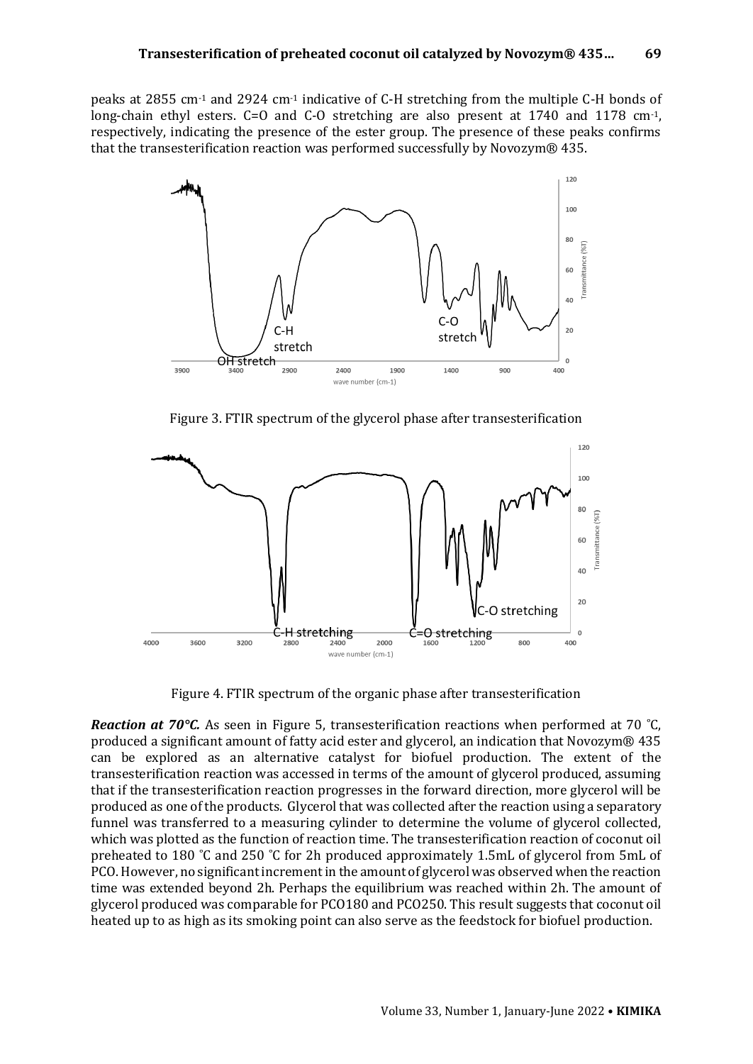peaks at 2855 cm$^{-1}$ and 2924 cm$^{-1}$ indicative of C-H stretching from the multiple C-H bonds of long-chain ethyl esters. C=O and C-O stretching are also present at 1740 and 1178 cm$^{-1}$, respectively, indicating the presence of the ester group. The presence of these peaks confirms that the transesterification reaction was performed successfully by Novozym® 435.

Figure 3. FTIR spectrum of the glycerol phase after transesterification

Figure 4. FTIR spectrum of the organic phase after transesterification

***Reaction at 70°C.*** As seen in Figure 5, transesterification reactions when performed at 70 °C, produced a significant amount of fatty acid ester and glycerol, an indication that Novozym® 435 can be explored as an alternative catalyst for biofuel production. The extent of the transesterification reaction was accessed in terms of the amount of glycerol produced, assuming that if the transesterification reaction progresses in the forward direction, more glycerol will be produced as one of the products. Glycerol that was collected after the reaction using a separatory funnel was transferred to a measuring cylinder to determine the volume of glycerol collected, which was plotted as the function of reaction time. The transesterification reaction of coconut oil preheated to 180 °C and 250 °C for 2h produced approximately 1.5mL of glycerol from 5mL of PCO. However, no significant increment in the amount of glycerol was observed when the reaction time was extended beyond 2h. Perhaps the equilibrium was reached within 2h. The amount of glycerol produced was comparable for PCO180 and PCO250. This result suggests that coconut oil heated up to as high as its smoking point can also serve as the feedstock for biofuel production.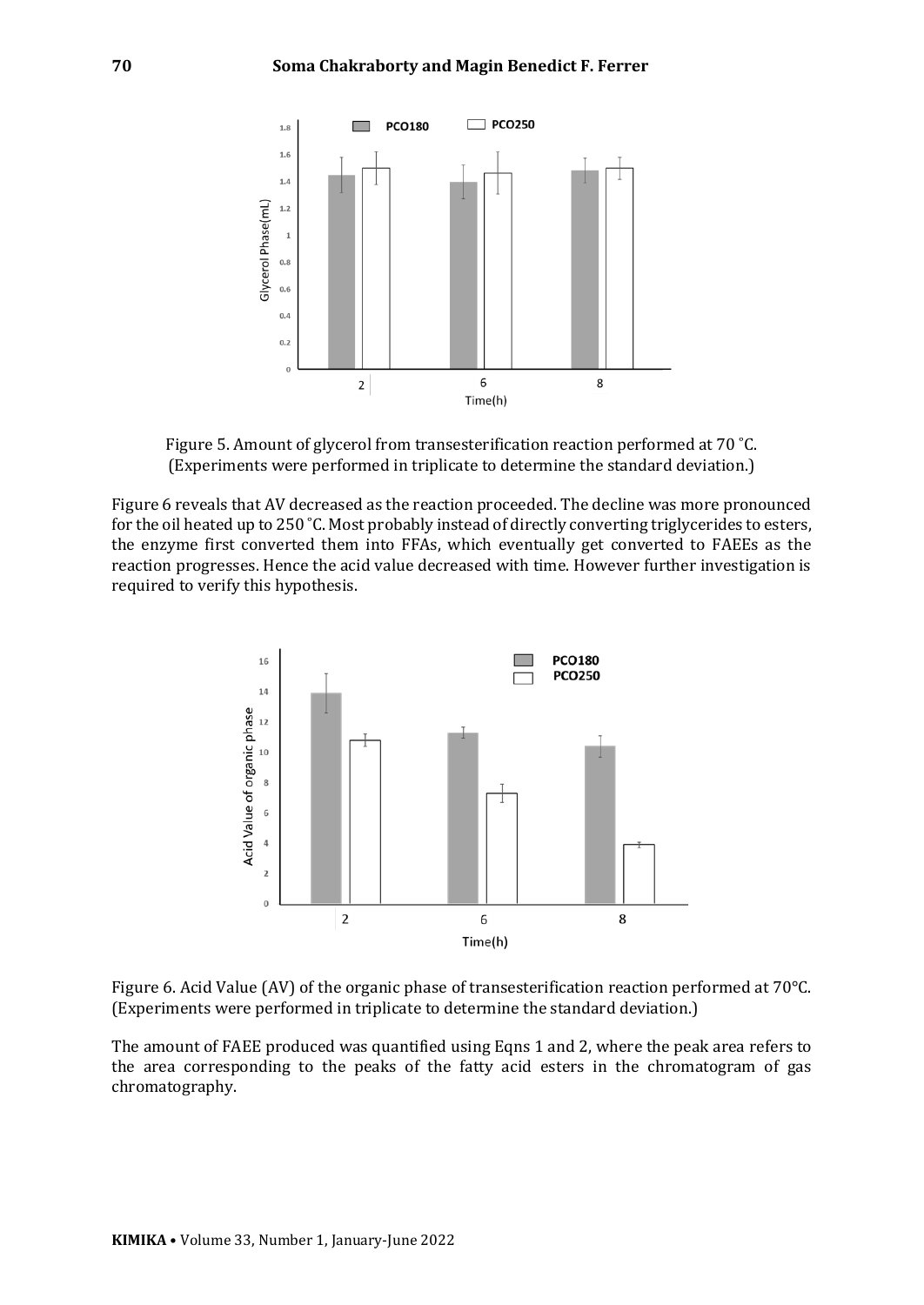Figure 5. Amount of glycerol from transesterification reaction performed at 70 ˚C. (Experiments were performed in triplicate to determine the standard deviation.)

Figure 6 reveals that AV decreased as the reaction proceeded. The decline was more pronounced for the oil heated up to 250 ˚C. Most probably instead of directly converting triglycerides to esters, the enzyme first converted them into FFAs, which eventually get converted to FAEEs as the reaction progresses. Hence the acid value decreased with time. However further investigation is required to verify this hypothesis.

Figure 6. Acid Value (AV) of the organic phase of transesterification reaction performed at 70°C. (Experiments were performed in triplicate to determine the standard deviation.)

The amount of FAEE produced was quantified using Eqns 1 and 2, where the peak area refers to the area corresponding to the peaks of the fatty acid esters in the chromatogram of gas chromatography.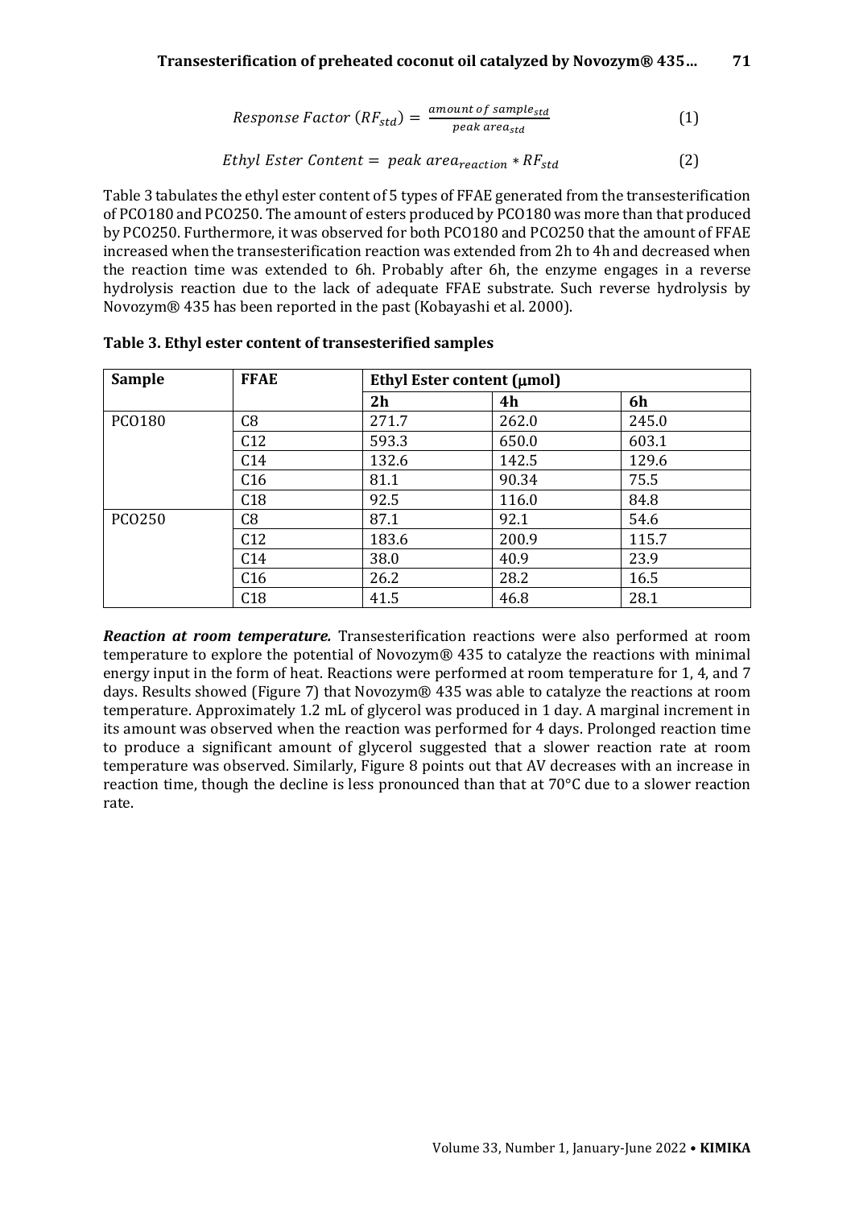$$Response\ Factor\ (RF_{std}) = \frac{amount\ of\ sample_{std}}{peak\ area_{std}} \qquad (1)$$

$$Ethyl\ Ester\ Content = \ peak\ area_{reaction} * RF_{std} \qquad (2)$$

Table 3 tabulates the ethyl ester content of 5 types of FFAE generated from the transesterification of PCO180 and PCO250. The amount of esters produced by PCO180 was more than that produced by PCO250. Furthermore, it was observed for both PCO180 and PCO250 that the amount of FFAE increased when the transesterification reaction was extended from 2h to 4h and decreased when the reaction time was extended to 6h. Probably after 6h, the enzyme engages in a reverse hydrolysis reaction due to the lack of adequate FFAE substrate. Such reverse hydrolysis by Novozym® 435 has been reported in the past (Kobayashi et al. 2000).

**Table 3. Ethyl ester content of transesterified samples**

| Sample | FFAE | Ethyl Ester content (μmol) | | |
|---|---|---|---|---|
| | | 2h | 4h | 6h |
| PCO180 | C8 | 271.7 | 262.0 | 245.0 |
| | C12 | 593.3 | 650.0 | 603.1 |
| | C14 | 132.6 | 142.5 | 129.6 |
| | C16 | 81.1 | 90.34 | 75.5 |
| | C18 | 92.5 | 116.0 | 84.8 |
| PCO250 | C8 | 87.1 | 92.1 | 54.6 |
| | C12 | 183.6 | 200.9 | 115.7 |
| | C14 | 38.0 | 40.9 | 23.9 |
| | C16 | 26.2 | 28.2 | 16.5 |
| | C18 | 41.5 | 46.8 | 28.1 |

***Reaction at room temperature.*** Transesterification reactions were also performed at room temperature to explore the potential of Novozym® 435 to catalyze the reactions with minimal energy input in the form of heat. Reactions were performed at room temperature for 1, 4, and 7 days. Results showed (Figure 7) that Novozym® 435 was able to catalyze the reactions at room temperature. Approximately 1.2 mL of glycerol was produced in 1 day. A marginal increment in its amount was observed when the reaction was performed for 4 days. Prolonged reaction time to produce a significant amount of glycerol suggested that a slower reaction rate at room temperature was observed. Similarly, Figure 8 points out that AV decreases with an increase in reaction time, though the decline is less pronounced than that at 70°C due to a slower reaction rate.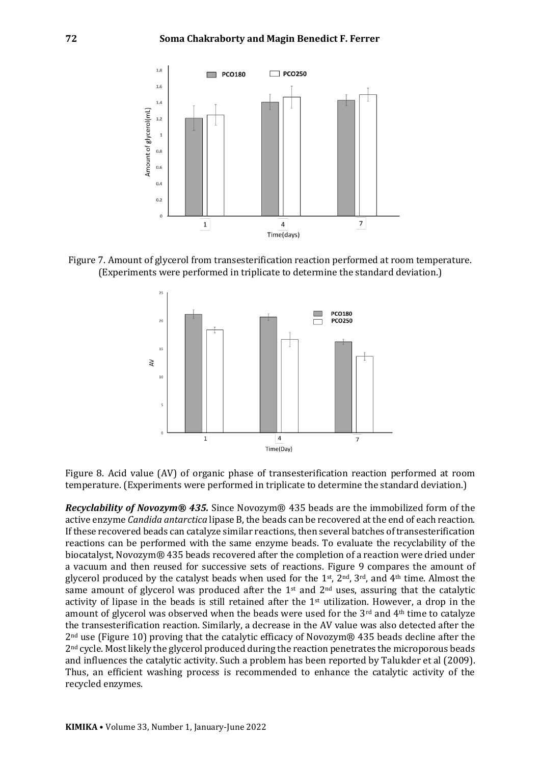Figure 7. Amount of glycerol from transesterification reaction performed at room temperature. (Experiments were performed in triplicate to determine the standard deviation.)

Figure 8. Acid value (AV) of organic phase of transesterification reaction performed at room temperature. (Experiments were performed in triplicate to determine the standard deviation.)

***Recyclability of Novozym® 435.*** Since Novozym® 435 beads are the immobilized form of the active enzyme *Candida antarctica* lipase B, the beads can be recovered at the end of each reaction. If these recovered beads can catalyze similar reactions, then several batches of transesterification reactions can be performed with the same enzyme beads. To evaluate the recyclability of the biocatalyst, Novozym® 435 beads recovered after the completion of a reaction were dried under a vacuum and then reused for successive sets of reactions. Figure 9 compares the amount of glycerol produced by the catalyst beads when used for the 1st, 2nd, 3rd, and 4th time. Almost the same amount of glycerol was produced after the 1st and 2nd uses, assuring that the catalytic activity of lipase in the beads is still retained after the 1st utilization. However, a drop in the amount of glycerol was observed when the beads were used for the 3rd and 4th time to catalyze the transesterification reaction. Similarly, a decrease in the AV value was also detected after the 2nd use (Figure 10) proving that the catalytic efficacy of Novozym® 435 beads decline after the 2nd cycle. Most likely the glycerol produced during the reaction penetrates the microporous beads and influences the catalytic activity. Such a problem has been reported by Talukder et al (2009). Thus, an efficient washing process is recommended to enhance the catalytic activity of the recycled enzymes.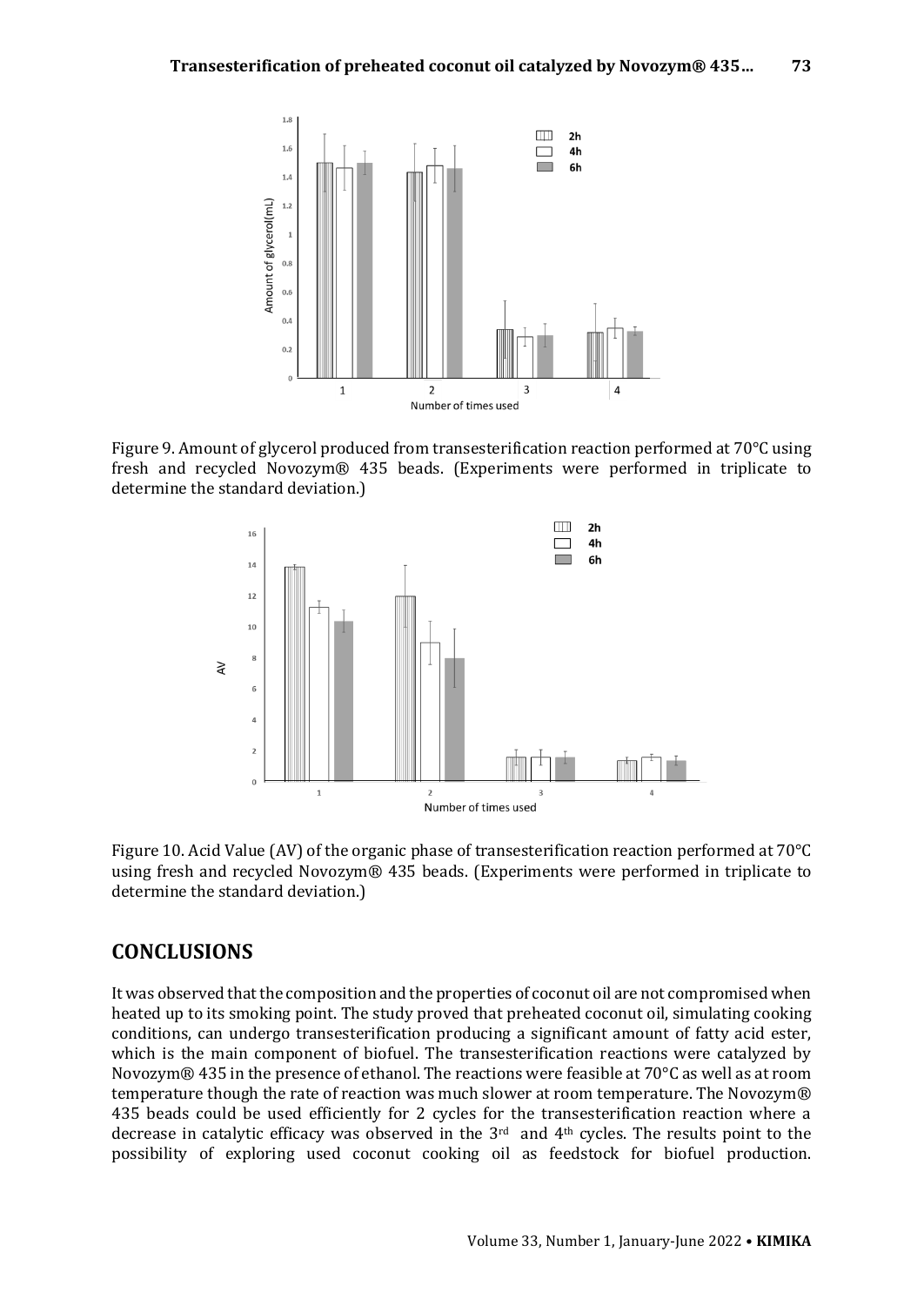Figure 9. Amount of glycerol produced from transesterification reaction performed at 70°C using fresh and recycled Novozym® 435 beads. (Experiments were performed in triplicate to determine the standard deviation.)

Figure 10. Acid Value (AV) of the organic phase of transesterification reaction performed at 70°C using fresh and recycled Novozym® 435 beads. (Experiments were performed in triplicate to determine the standard deviation.)

## CONCLUSIONS

It was observed that the composition and the properties of coconut oil are not compromised when heated up to its smoking point. The study proved that preheated coconut oil, simulating cooking conditions, can undergo transesterification producing a significant amount of fatty acid ester, which is the main component of biofuel. The transesterification reactions were catalyzed by Novozym® 435 in the presence of ethanol. The reactions were feasible at 70°C as well as at room temperature though the rate of reaction was much slower at room temperature. The Novozym® 435 beads could be used efficiently for 2 cycles for the transesterification reaction where a decrease in catalytic efficacy was observed in the 3rd and 4th cycles. The results point to the possibility of exploring used coconut cooking oil as feedstock for biofuel production.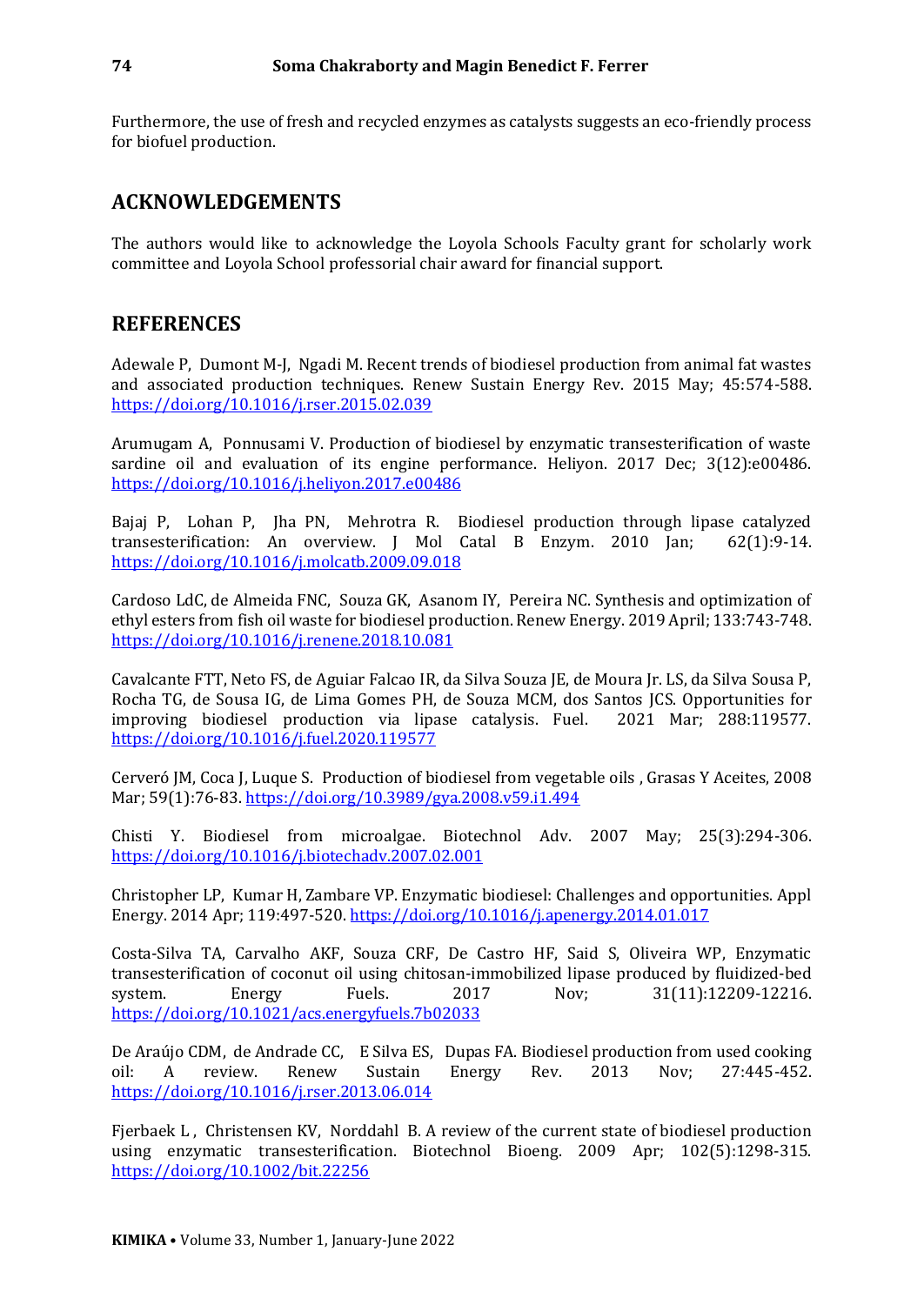Furthermore, the use of fresh and recycled enzymes as catalysts suggests an eco-friendly process for biofuel production.

## ACKNOWLEDGEMENTS

The authors would like to acknowledge the Loyola Schools Faculty grant for scholarly work committee and Loyola School professorial chair award for financial support.

## REFERENCES

Adewale P, Dumont M-J, Ngadi M. Recent trends of biodiesel production from animal fat wastes and associated production techniques. Renew Sustain Energy Rev. 2015 May; 45:574-588. https://doi.org/10.1016/j.rser.2015.02.039

Arumugam A, Ponnusami V. Production of biodiesel by enzymatic transesterification of waste sardine oil and evaluation of its engine performance. Heliyon. 2017 Dec; 3(12):e00486. https://doi.org/10.1016/j.heliyon.2017.e00486

Bajaj P, Lohan P, Jha PN, Mehrotra R. Biodiesel production through lipase catalyzed transesterification: An overview. J Mol Catal B Enzym. 2010 Jan; 62(1):9-14. https://doi.org/10.1016/j.molcatb.2009.09.018

Cardoso LdC, de Almeida FNC, Souza GK, Asanom IY, Pereira NC. Synthesis and optimization of ethyl esters from fish oil waste for biodiesel production. Renew Energy. 2019 April; 133:743-748. https://doi.org/10.1016/j.renene.2018.10.081

Cavalcante FTT, Neto FS, de Aguiar Falcao IR, da Silva Souza JE, de Moura Jr. LS, da Silva Sousa P, Rocha TG, de Sousa IG, de Lima Gomes PH, de Souza MCM, dos Santos JCS. Opportunities for improving biodiesel production via lipase catalysis. Fuel. 2021 Mar; 288:119577. https://doi.org/10.1016/j.fuel.2020.119577

Cerveró JM, Coca J, Luque S. Production of biodiesel from vegetable oils , Grasas Y Aceites, 2008 Mar; 59(1):76-83. https://doi.org/10.3989/gya.2008.v59.i1.494

Chisti Y. Biodiesel from microalgae. Biotechnol Adv. 2007 May; 25(3):294-306. https://doi.org/10.1016/j.biotechadv.2007.02.001

Christopher LP, Kumar H, Zambare VP. Enzymatic biodiesel: Challenges and opportunities. Appl Energy. 2014 Apr; 119:497-520. https://doi.org/10.1016/j.apenergy.2014.01.017

Costa-Silva TA, Carvalho AKF, Souza CRF, De Castro HF, Said S, Oliveira WP, Enzymatic transesterification of coconut oil using chitosan-immobilized lipase produced by fluidized-bed system. Energy Fuels. 2017 Nov; 31(11):12209-12216. https://doi.org/10.1021/acs.energyfuels.7b02033

De Araújo CDM, de Andrade CC, E Silva ES, Dupas FA. Biodiesel production from used cooking oil: A review. Renew Sustain Energy Rev. 2013 Nov; 27:445-452. https://doi.org/10.1016/j.rser.2013.06.014

Fjerbaek L , Christensen KV, Norddahl B. A review of the current state of biodiesel production using enzymatic transesterification. Biotechnol Bioeng. 2009 Apr; 102(5):1298-315. https://doi.org/10.1002/bit.22256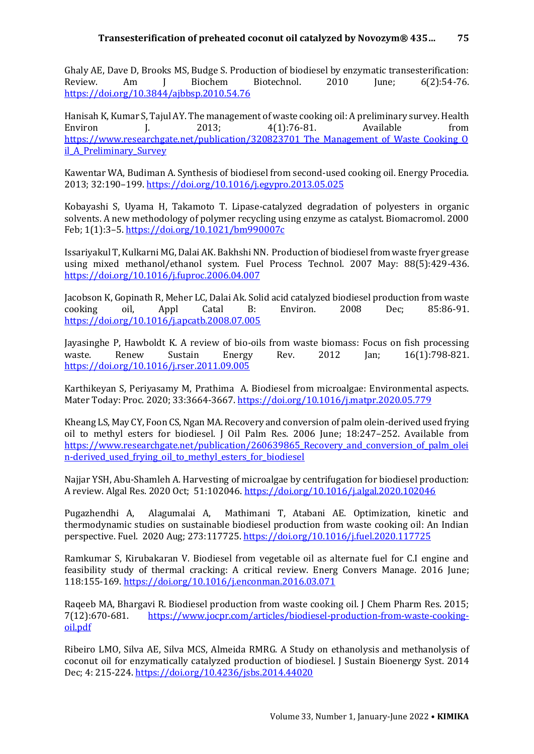Ghaly AE, Dave D, Brooks MS, Budge S. Production of biodiesel by enzymatic transesterification: Review. Am J Biochem Biotechnol. 2010 June; 6(2):54-76. https://doi.org/10.3844/ajbbsp.2010.54.76

Hanisah K, Kumar S, Tajul AY. The management of waste cooking oil: A preliminary survey. Health Environ J. 2013; 4(1):76-81. Available from https://www.researchgate.net/publication/320823701_The_Management_of_Waste_Cooking_Oil_A_Preliminary_Survey

Kawentar WA, Budiman A. Synthesis of biodiesel from second-used cooking oil. Energy Procedia. 2013; 32:190–199. https://doi.org/10.1016/j.egypro.2013.05.025

Kobayashi S, Uyama H, Takamoto T. Lipase-catalyzed degradation of polyesters in organic solvents. A new methodology of polymer recycling using enzyme as catalyst. Biomacromol. 2000 Feb; 1(1):3–5. https://doi.org/10.1021/bm990007c

Issariyakul T, Kulkarni MG, Dalai AK. Bakhshi NN. Production of biodiesel from waste fryer grease using mixed methanol/ethanol system. Fuel Process Technol. 2007 May: 88(5):429-436. https://doi.org/10.1016/j.fuproc.2006.04.007

Jacobson K, Gopinath R, Meher LC, Dalai Ak. Solid acid catalyzed biodiesel production from waste cooking oil, Appl Catal B: Environ. 2008 Dec; 85:86-91. https://doi.org/10.1016/j.apcatb.2008.07.005

Jayasinghe P, Hawboldt K. A review of bio-oils from waste biomass: Focus on fish processing waste. Renew Sustain Energy Rev. 2012 Jan; 16(1):798-821. https://doi.org/10.1016/j.rser.2011.09.005

Karthikeyan S, Periyasamy M, Prathima A. Biodiesel from microalgae: Environmental aspects. Mater Today: Proc. 2020; 33:3664-3667. https://doi.org/10.1016/j.matpr.2020.05.779

Kheang LS, May CY, Foon CS, Ngan MA. Recovery and conversion of palm olein-derived used frying oil to methyl esters for biodiesel. J Oil Palm Res. 2006 June; 18:247–252. Available from https://www.researchgate.net/publication/260639865_Recovery_and_conversion_of_palm_olein-derived_used_frying_oil_to_methyl_esters_for_biodiesel

Najjar YSH, Abu-Shamleh A. Harvesting of microalgae by centrifugation for biodiesel production: A review. Algal Res. 2020 Oct; 51:102046. https://doi.org/10.1016/j.algal.2020.102046

Pugazhendhi A, Alagumalai A, Mathimani T, Atabani AE. Optimization, kinetic and thermodynamic studies on sustainable biodiesel production from waste cooking oil: An Indian perspective. Fuel. 2020 Aug; 273:117725. https://doi.org/10.1016/j.fuel.2020.117725

Ramkumar S, Kirubakaran V. Biodiesel from vegetable oil as alternate fuel for C.I engine and feasibility study of thermal cracking: A critical review. Energ Convers Manage. 2016 June; 118:155-169. https://doi.org/10.1016/j.enconman.2016.03.071

Raqeeb MA, Bhargavi R. Biodiesel production from waste cooking oil. J Chem Pharm Res. 2015; 7(12):670-681. https://www.jocpr.com/articles/biodiesel-production-from-waste-cooking-oil.pdf

Ribeiro LMO, Silva AE, Silva MCS, Almeida RMRG. A Study on ethanolysis and methanolysis of coconut oil for enzymatically catalyzed production of biodiesel. J Sustain Bioenergy Syst. 2014 Dec; 4: 215-224. https://doi.org/10.4236/jsbs.2014.44020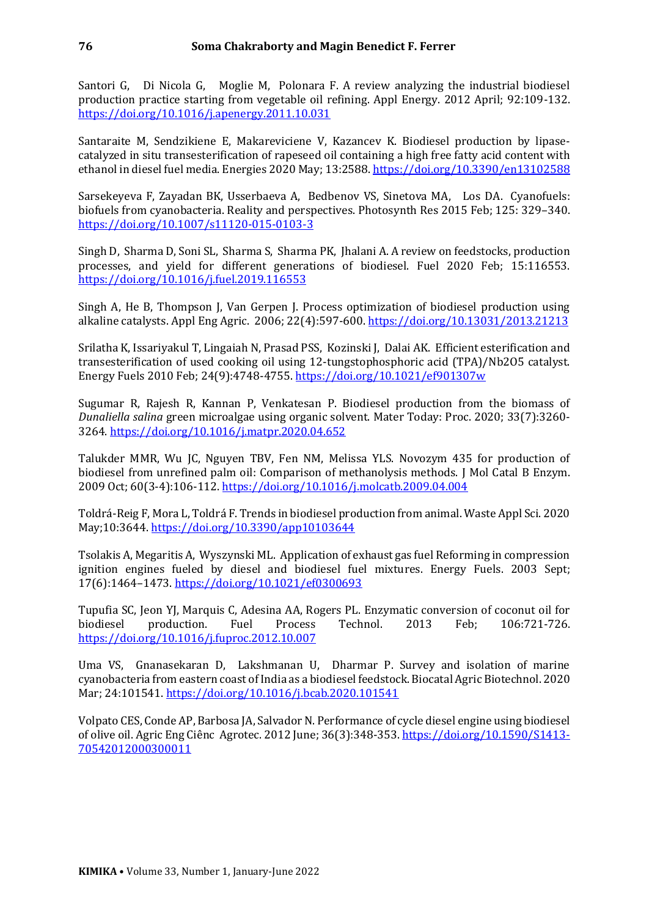Santori G, Di Nicola G, Moglie M, Polonara F. A review analyzing the industrial biodiesel production practice starting from vegetable oil refining. Appl Energy. 2012 April; 92:109-132. https://doi.org/10.1016/j.apenergy.2011.10.031

Santaraite M, Sendzikiene E, Makareviciene V, Kazancev K. Biodiesel production by lipase-catalyzed in situ transesterification of rapeseed oil containing a high free fatty acid content with ethanol in diesel fuel media. Energies 2020 May; 13:2588. https://doi.org/10.3390/en13102588

Sarsekeyeva F, Zayadan BK, Usserbaeva A, Bedbenov VS, Sinetova MA, Los DA. Cyanofuels: biofuels from cyanobacteria. Reality and perspectives. Photosynth Res 2015 Feb; 125: 329–340. https://doi.org/10.1007/s11120-015-0103-3

Singh D, Sharma D, Soni SL, Sharma S, Sharma PK, Jhalani A. A review on feedstocks, production processes, and yield for different generations of biodiesel. Fuel 2020 Feb; 15:116553. https://doi.org/10.1016/j.fuel.2019.116553

Singh A, He B, Thompson J, Van Gerpen J. Process optimization of biodiesel production using alkaline catalysts. Appl Eng Agric. 2006; 22(4):597-600. https://doi.org/10.13031/2013.21213

Srilatha K, Issariyakul T, Lingaiah N, Prasad PSS, Kozinski J, Dalai AK. Efficient esterification and transesterification of used cooking oil using 12-tungstophosphoric acid (TPA)/Nb2O5 catalyst. Energy Fuels 2010 Feb; 24(9):4748-4755. https://doi.org/10.1021/ef901307w

Sugumar R, Rajesh R, Kannan P, Venkatesan P. Biodiesel production from the biomass of *Dunaliella salina* green microalgae using organic solvent. Mater Today: Proc. 2020; 33(7):3260-3264. https://doi.org/10.1016/j.matpr.2020.04.652

Talukder MMR, Wu JC, Nguyen TBV, Fen NM, Melissa YLS. Novozym 435 for production of biodiesel from unrefined palm oil: Comparison of methanolysis methods. J Mol Catal B Enzym. 2009 Oct; 60(3-4):106-112. https://doi.org/10.1016/j.molcatb.2009.04.004

Toldrá-Reig F, Mora L, Toldrá F. Trends in biodiesel production from animal. Waste Appl Sci. 2020 May;10:3644. https://doi.org/10.3390/app10103644

Tsolakis A, Megaritis A, Wyszynski ML. Application of exhaust gas fuel Reforming in compression ignition engines fueled by diesel and biodiesel fuel mixtures. Energy Fuels. 2003 Sept; 17(6):1464–1473. https://doi.org/10.1021/ef0300693

Tupufia SC, Jeon YJ, Marquis C, Adesina AA, Rogers PL. Enzymatic conversion of coconut oil for biodiesel production. Fuel Process Technol. 2013 Feb; 106:721-726. https://doi.org/10.1016/j.fuproc.2012.10.007

Uma VS, Gnanasekaran D, Lakshmanan U, Dharmar P. Survey and isolation of marine cyanobacteria from eastern coast of India as a biodiesel feedstock. Biocatal Agric Biotechnol. 2020 Mar; 24:101541. https://doi.org/10.1016/j.bcab.2020.101541

Volpato CES, Conde AP, Barbosa JA, Salvador N. Performance of cycle diesel engine using biodiesel of olive oil. Agric Eng Ciênc Agrotec. 2012 June; 36(3):348-353. https://doi.org/10.1590/S1413-70542012000300011